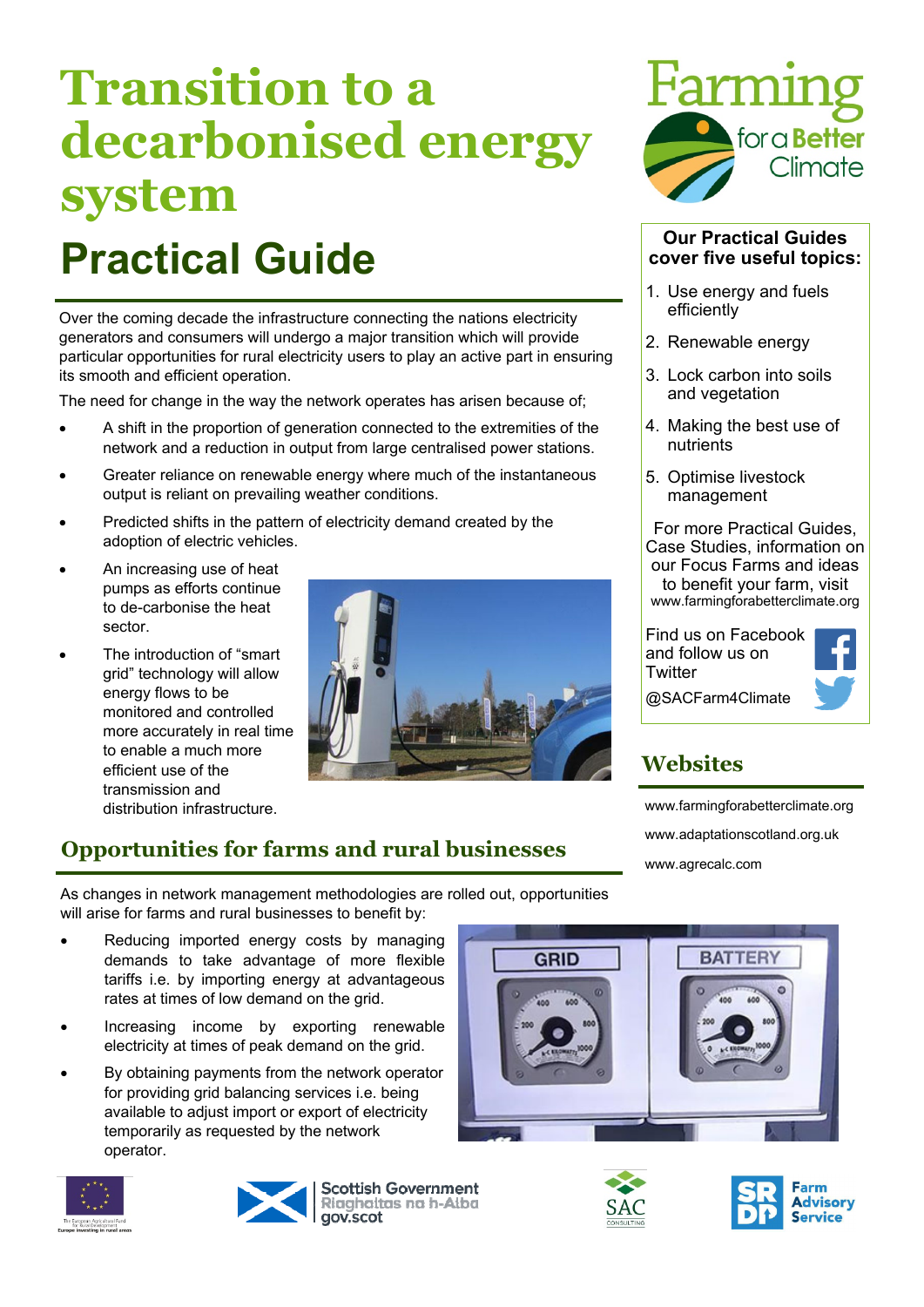# Transition to a decarbonised energy system

# Practical Guide

Over the coming decade the infrastructure connecting the nations electricity generators and consumers will undergo a major transition which will provide particular opportunities for rural electricity users to play an active part in ensuring its smooth and efficient operation.

The need for change in the way the network operates has arisen because of;

- A shift in the proportion of generation connected to the extremities of the network and a reduction in output from large centralised power stations.
- Greater reliance on renewable energy where much of the instantaneous output is reliant on prevailing weather conditions.
- Predicted shifts in the pattern of electricity demand created by the adoption of electric vehicles.
- An increasing use of heat pumps as efforts continue to de-carbonise the heat sector.
- The introduction of "smart grid" technology will allow energy flows to be monitored and controlled more accurately in real time to enable a much more efficient use of the transmission and distribution infrastructure.

## Opportunities for farms and rural businesses

As changes in network management methodologies are rolled out, opportunities will arise for farms and rural businesses to benefit by:

- Reducing imported energy costs by managing demands to take advantage of more flexible tariffs i.e. by importing energy at advantageous rates at times of low demand on the grid.
- Increasing income by exporting renewable electricity at times of peak demand on the grid.
- By obtaining payments from the network operator for providing grid balancing services i.e. being available to adjust import or export of electricity temporarily as requested by the network operator.

**Our Practical Guides cover five useful topics:**

1. Use energy and fuels efficiently
2. Renewable energy
3. Lock carbon into soils and vegetation
4. Making the best use of nutrients
5. Optimise livestock management

For more Practical Guides, Case Studies, information on our Focus Farms and ideas to benefit your farm, visit www.farmingforabetterclimate.org

Find us on Facebook and follow us on Twitter

@SACFarm4Climate

## Websites

www.farmingforabetterclimate.org

www.adaptationscotland.org.uk

www.agrecalc.com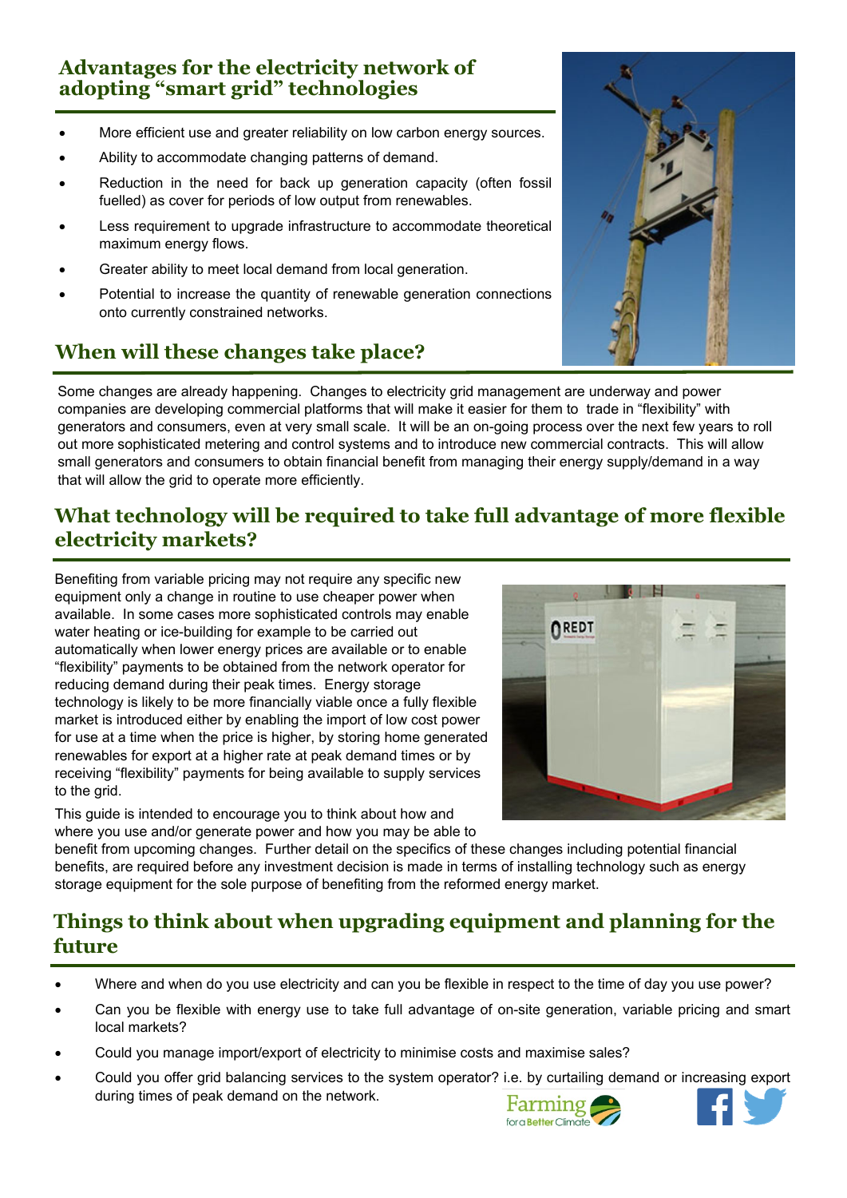## Advantages for the electricity network of adopting "smart grid" technologies

- More efficient use and greater reliability on low carbon energy sources.
- Ability to accommodate changing patterns of demand.
- Reduction in the need for back up generation capacity (often fossil fuelled) as cover for periods of low output from renewables.
- Less requirement to upgrade infrastructure to accommodate theoretical maximum energy flows.
- Greater ability to meet local demand from local generation.
- Potential to increase the quantity of renewable generation connections onto currently constrained networks.

## When will these changes take place?

Some changes are already happening. Changes to electricity grid management are underway and power companies are developing commercial platforms that will make it easier for them to trade in "flexibility" with generators and consumers, even at very small scale. It will be an on-going process over the next few years to roll out more sophisticated metering and control systems and to introduce new commercial contracts. This will allow small generators and consumers to obtain financial benefit from managing their energy supply/demand in a way that will allow the grid to operate more efficiently.

## What technology will be required to take full advantage of more flexible electricity markets?

Benefiting from variable pricing may not require any specific new equipment only a change in routine to use cheaper power when available. In some cases more sophisticated controls may enable water heating or ice-building for example to be carried out automatically when lower energy prices are available or to enable "flexibility" payments to be obtained from the network operator for reducing demand during their peak times. Energy storage technology is likely to be more financially viable once a fully flexible market is introduced either by enabling the import of low cost power for use at a time when the price is higher, by storing home generated renewables for export at a higher rate at peak demand times or by receiving "flexibility" payments for being available to supply services to the grid.

This guide is intended to encourage you to think about how and where you use and/or generate power and how you may be able to benefit from upcoming changes. Further detail on the specifics of these changes including potential financial benefits, are required before any investment decision is made in terms of installing technology such as energy storage equipment for the sole purpose of benefiting from the reformed energy market.

## Things to think about when upgrading equipment and planning for the future

- Where and when do you use electricity and can you be flexible in respect to the time of day you use power?
- Can you be flexible with energy use to take full advantage of on-site generation, variable pricing and smart local markets?
- Could you manage import/export of electricity to minimise costs and maximise sales?
- Could you offer grid balancing services to the system operator? i.e. by curtailing demand or increasing export during times of peak demand on the network.